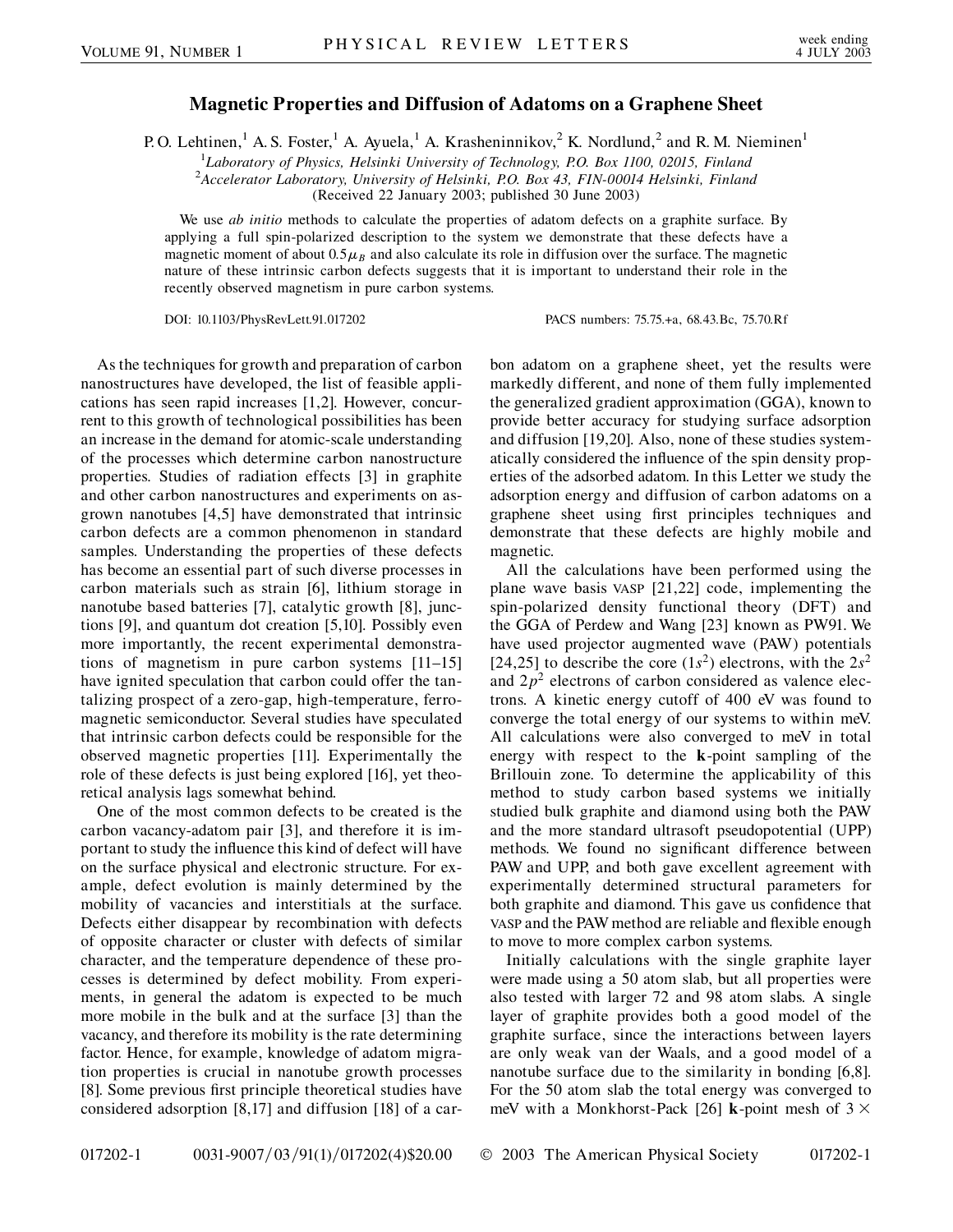# Magnetic Properties and Diffusion of Adatoms on a Graphene Sheet

P. O. Lehtinen,[1] A. S. Foster,[1] A. Ayuela,[1] A. Krasheninnikov,[2] K. Nordlund,[2] and R. M. Nieminen[1]

[1]*Laboratory of Physics, Helsinki University of Technology, P.O. Box 1100, 02015, Finland*
[2]*Accelerator Laboratory, University of Helsinki, P.O. Box 43, FIN-00014 Helsinki, Finland*
(Received 22 January 2003; published 30 June 2003)

We use *ab initio* methods to calculate the properties of adatom defects on a graphite surface. By applying a full spin-polarized description to the system we demonstrate that these defects have a magnetic moment of about $0.5\mu_B$ and also calculate its role in diffusion over the surface. The magnetic nature of these intrinsic carbon defects suggests that it is important to understand their role in the recently observed magnetism in pure carbon systems.

DOI: 10.1103/PhysRevLett.91.017202 PACS numbers: 75.75.+a, 68.43.Bc, 75.70.Rf

As the techniques for growth and preparation of carbon nanostructures have developed, the list of feasible applications has seen rapid increases [1,2]. However, concurrent to this growth of technological possibilities has been an increase in the demand for atomic-scale understanding of the processes which determine carbon nanostructure properties. Studies of radiation effects [3] in graphite and other carbon nanostructures and experiments on as-grown nanotubes [4,5] have demonstrated that intrinsic carbon defects are a common phenomenon in standard samples. Understanding the properties of these defects has become an essential part of such diverse processes in carbon materials such as strain [6], lithium storage in nanotube based batteries [7], catalytic growth [8], junctions [9], and quantum dot creation [5,10]. Possibly even more importantly, the recent experimental demonstrations of magnetism in pure carbon systems [11–15] have ignited speculation that carbon could offer the tantalizing prospect of a zero-gap, high-temperature, ferromagnetic semiconductor. Several studies have speculated that intrinsic carbon defects could be responsible for the observed magnetic properties [11]. Experimentally the role of these defects is just being explored [16], yet theoretical analysis lags somewhat behind.

One of the most common defects to be created is the carbon vacancy-adatom pair [3], and therefore it is important to study the influence this kind of defect will have on the surface physical and electronic structure. For example, defect evolution is mainly determined by the mobility of vacancies and interstitials at the surface. Defects either disappear by recombination with defects of opposite character or cluster with defects of similar character, and the temperature dependence of these processes is determined by defect mobility. From experiments, in general the adatom is expected to be much more mobile in the bulk and at the surface [3] than the vacancy, and therefore its mobility is the rate determining factor. Hence, for example, knowledge of adatom migration properties is crucial in nanotube growth processes [8]. Some previous first principle theoretical studies have considered adsorption [8,17] and diffusion [18] of a carbon adatom on a graphene sheet, yet the results were markedly different, and none of them fully implemented the generalized gradient approximation (GGA), known to provide better accuracy for studying surface adsorption and diffusion [19,20]. Also, none of these studies systematically considered the influence of the spin density properties of the adsorbed adatom. In this Letter we study the adsorption energy and diffusion of carbon adatoms on a graphene sheet using first principles techniques and demonstrate that these defects are highly mobile and magnetic.

All the calculations have been performed using the plane wave basis VASP [21,22] code, implementing the spin-polarized density functional theory (DFT) and the GGA of Perdew and Wang [23] known as PW91. We have used projector augmented wave (PAW) potentials [24,25] to describe the core ($1s^2$) electrons, with the $2s^2$ and $2p^2$ electrons of carbon considered as valence electrons. A kinetic energy cutoff of 400 eV was found to converge the total energy of our systems to within meV. All calculations were also converged to meV in total energy with respect to the **k**-point sampling of the Brillouin zone. To determine the applicability of this method to study carbon based systems we initially studied bulk graphite and diamond using both the PAW and the more standard ultrasoft pseudopotential (UPP) methods. We found no significant difference between PAW and UPP, and both gave excellent agreement with experimentally determined structural parameters for both graphite and diamond. This gave us confidence that VASP and the PAW method are reliable and flexible enough to move to more complex carbon systems.

Initially calculations with the single graphite layer were made using a 50 atom slab, but all properties were also tested with larger 72 and 98 atom slabs. A single layer of graphite provides both a good model of the graphite surface, since the interactions between layers are only weak van der Waals, and a good model of a nanotube surface due to the similarity in bonding [6,8]. For the 50 atom slab the total energy was converged to meV with a Monkhorst-Pack [26] **k**-point mesh of 3 ×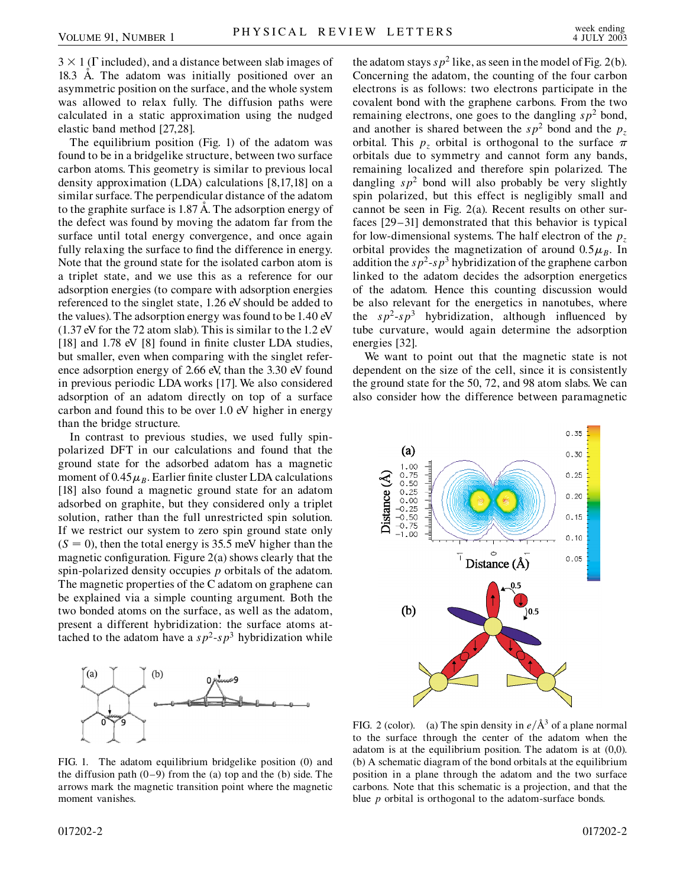$3 \times 1$ ($\Gamma$ included), and a distance between slab images of 18.3 Å. The adatom was initially positioned over an asymmetric position on the surface, and the whole system was allowed to relax fully. The diffusion paths were calculated in a static approximation using the nudged elastic band method [27,28].

The equilibrium position (Fig. 1) of the adatom was found to be in a bridgelike structure, between two surface carbon atoms. This geometry is similar to previous local density approximation (LDA) calculations [8,17,18] on a similar surface. The perpendicular distance of the adatom to the graphite surface is 1.87 Å. The adsorption energy of the defect was found by moving the adatom far from the surface until total energy convergence, and once again fully relaxing the surface to find the difference in energy. Note that the ground state for the isolated carbon atom is a triplet state, and we use this as a reference for our adsorption energies (to compare with adsorption energies referenced to the singlet state, 1.26 eV should be added to the values). The adsorption energy was found to be 1.40 eV (1.37 eV for the 72 atom slab). This is similar to the 1.2 eV [18] and 1.78 eV [8] found in finite cluster LDA studies, but smaller, even when comparing with the singlet reference adsorption energy of 2.66 eV, than the 3.30 eV found in previous periodic LDA works [17]. We also considered adsorption of an adatom directly on top of a surface carbon and found this to be over 1.0 eV higher in energy than the bridge structure.

In contrast to previous studies, we used fully spin-polarized DFT in our calculations and found that the ground state for the adsorbed adatom has a magnetic moment of $0.45\mu_B$. Earlier finite cluster LDA calculations [18] also found a magnetic ground state for an adatom adsorbed on graphite, but they considered only a triplet solution, rather than the full unrestricted spin solution. If we restrict our system to zero spin ground state only ($S = 0$), then the total energy is 35.5 meV higher than the magnetic configuration. Figure 2(a) shows clearly that the spin-polarized density occupies $p$ orbitals of the adatom. The magnetic properties of the C adatom on graphene can be explained via a simple counting argument. Both the two bonded atoms on the surface, as well as the adatom, present a different hybridization: the surface atoms attached to the adatom have a $sp^2$-$sp^3$ hybridization while the adatom stays $sp^2$ like, as seen in the model of Fig. 2(b). Concerning the adatom, the counting of the four carbon electrons is as follows: two electrons participate in the covalent bond with the graphene carbons. From the two remaining electrons, one goes to the dangling $sp^2$ bond, and another is shared between the $sp^2$ bond and the $p_z$ orbital. This $p_z$ orbital is orthogonal to the surface $\pi$ orbitals due to symmetry and cannot form any bands, remaining localized and therefore spin polarized. The dangling $sp^2$ bond will also probably be very slightly spin polarized, but this effect is negligibly small and cannot be seen in Fig. 2(a). Recent results on other surfaces [29–31] demonstrated that this behavior is typical for low-dimensional systems. The half electron of the $p_z$ orbital provides the magnetization of around $0.5\mu_B$. In addition the $sp^2$-$sp^3$ hybridization of the graphene carbon linked to the adatom decides the adsorption energetics of the adatom. Hence this counting discussion would be also relevant for the energetics in nanotubes, where the $sp^2$-$sp^3$ hybridization, although influenced by tube curvature, would again determine the adsorption energies [32].

We want to point out that the magnetic state is not dependent on the size of the cell, since it is consistently the ground state for the 50, 72, and 98 atom slabs. We can also consider how the difference between paramagnetic

FIG. 1. The adatom equilibrium bridgelike position (0) and the diffusion path (0–9) from the (a) top and the (b) side. The arrows mark the magnetic transition point where the magnetic moment vanishes.

FIG. 2 (color). (a) The spin density in $e$/Å$^3$ of a plane normal to the surface through the center of the adatom when the adatom is at the equilibrium position. The adatom is at (0,0). (b) A schematic diagram of the bond orbitals at the equilibrium position in a plane through the adatom and the two surface carbons. Note that this schematic is a projection, and that the blue $p$ orbital is orthogonal to the adatom-surface bonds.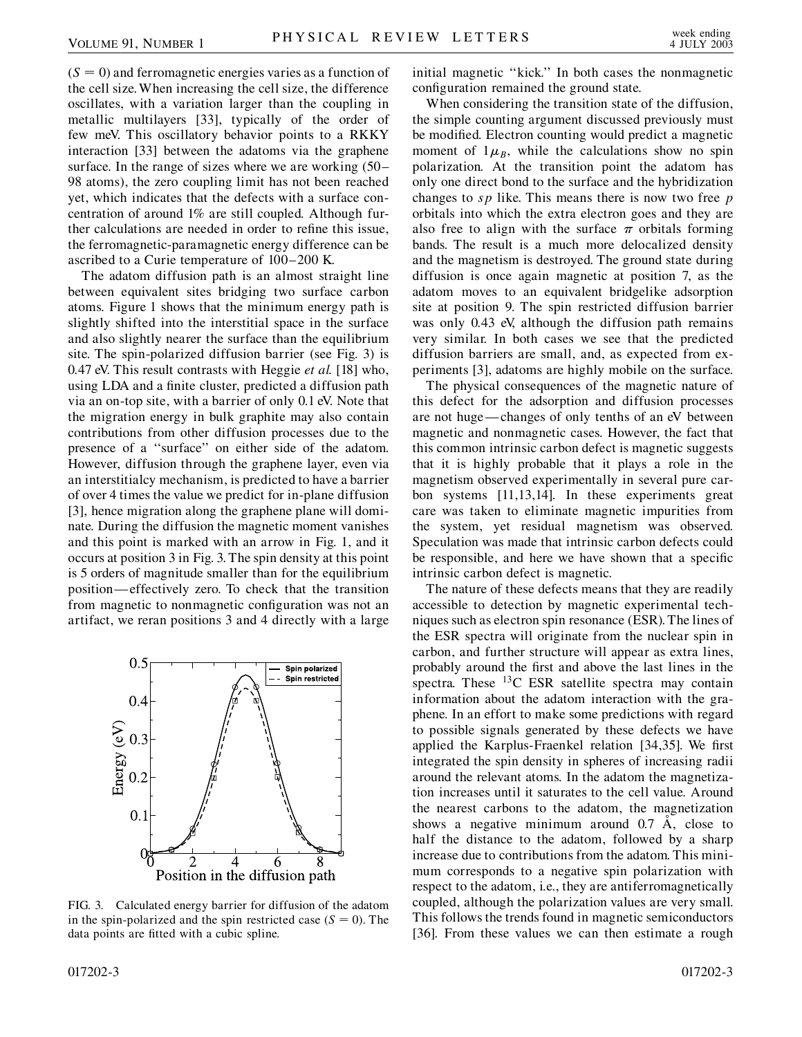($S = 0$) and ferromagnetic energies varies as a function of the cell size. When increasing the cell size, the difference oscillates, with a variation larger than the coupling in metallic multilayers [33], typically of the order of few meV. This oscillatory behavior points to a RKKY interaction [33] between the adatoms via the graphene surface. In the range of sizes where we are working (50–98 atoms), the zero coupling limit has not been reached yet, which indicates that the defects with a surface concentration of around 1% are still coupled. Although further calculations are needed in order to refine this issue, the ferromagnetic-paramagnetic energy difference can be ascribed to a Curie temperature of 100–200 K.

The adatom diffusion path is an almost straight line between equivalent sites bridging two surface carbon atoms. Figure 1 shows that the minimum energy path is slightly shifted into the interstitial space in the surface and also slightly nearer the surface than the equilibrium site. The spin-polarized diffusion barrier (see Fig. 3) is 0.47 eV. This result contrasts with Heggie *et al.* [18] who, using LDA and a finite cluster, predicted a diffusion path via an on-top site, with a barrier of only 0.1 eV. Note that the migration energy in bulk graphite may also contain contributions from other diffusion processes due to the presence of a "surface" on either side of the adatom. However, diffusion through the graphene layer, even via an interstitialcy mechanism, is predicted to have a barrier of over 4 times the value we predict for in-plane diffusion [3], hence migration along the graphene plane will dominate. During the diffusion the magnetic moment vanishes and this point is marked with an arrow in Fig. 1, and it occurs at position 3 in Fig. 3. The spin density at this point is 5 orders of magnitude smaller than for the equilibrium position—effectively zero. To check that the transition from magnetic to nonmagnetic configuration was not an artifact, we reran positions 3 and 4 directly with a large initial magnetic "kick." In both cases the nonmagnetic configuration remained the ground state.

FIG. 3. Calculated energy barrier for diffusion of the adatom in the spin-polarized and the spin restricted case ($S = 0$). The data points are fitted with a cubic spline.

When considering the transition state of the diffusion, the simple counting argument discussed previously must be modified. Electron counting would predict a magnetic moment of $1\mu_B$, while the calculations show no spin polarization. At the transition point the adatom has only one direct bond to the surface and the hybridization changes to *sp* like. This means there is now two free *p* orbitals into which the extra electron goes and they are also free to align with the surface $\pi$ orbitals forming bands. The result is a much more delocalized density and the magnetism is destroyed. The ground state during diffusion is once again magnetic at position 7, as the adatom moves to an equivalent bridgelike adsorption site at position 9. The spin restricted diffusion barrier was only 0.43 eV, although the diffusion path remains very similar. In both cases we see that the predicted diffusion barriers are small, and, as expected from experiments [3], adatoms are highly mobile on the surface.

The physical consequences of the magnetic nature of this defect for the adsorption and diffusion processes are not huge—changes of only tenths of an eV between magnetic and nonmagnetic cases. However, the fact that this common intrinsic carbon defect is magnetic suggests that it is highly probable that it plays a role in the magnetism observed experimentally in several pure carbon systems [11,13,14]. In these experiments great care was taken to eliminate magnetic impurities from the system, yet residual magnetism was observed. Speculation was made that intrinsic carbon defects could be responsible, and here we have shown that a specific intrinsic carbon defect is magnetic.

The nature of these defects means that they are readily accessible to detection by magnetic experimental techniques such as electron spin resonance (ESR). The lines of the ESR spectra will originate from the nuclear spin in carbon, and further structure will appear as extra lines, probably around the first and above the last lines in the spectra. These $^{13}C$ ESR satellite spectra may contain information about the adatom interaction with the graphene. In an effort to make some predictions with regard to possible signals generated by these defects we have applied the Karplus-Fraenkel relation [34,35]. We first integrated the spin density in spheres of increasing radii around the relevant atoms. In the adatom the magnetization increases until it saturates to the cell value. Around the nearest carbons to the adatom, the magnetization shows a negative minimum around 0.7 Å, close to half the distance to the adatom, followed by a sharp increase due to contributions from the adatom. This minimum corresponds to a negative spin polarization with respect to the adatom, i.e., they are antiferromagnetically coupled, although the polarization values are very small. This follows the trends found in magnetic semiconductors [36]. From these values we can then estimate a rough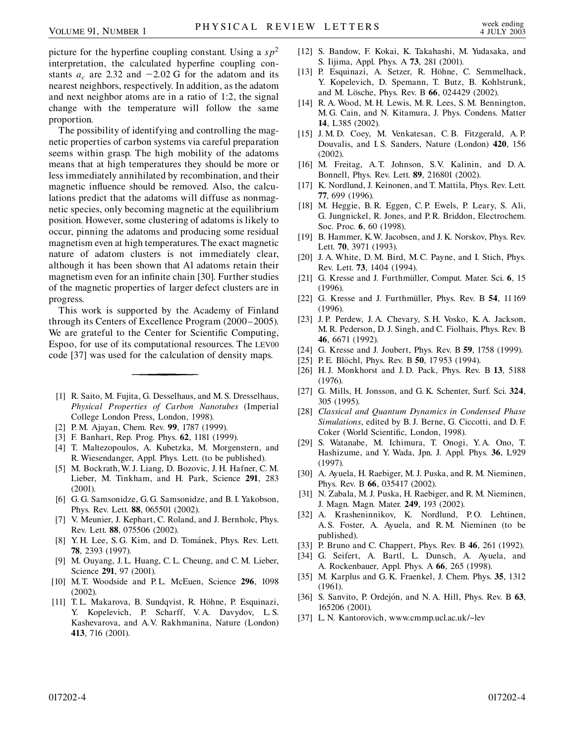picture for the hyperfine coupling constant. Using a $sp^2$ interpretation, the calculated hyperfine coupling constants $a_c$ are 2.32 and $-2.02$ G for the adatom and its nearest neighbors, respectively. In addition, as the adatom and next neighbor atoms are in a ratio of 1:2, the signal change with the temperature will follow the same proportion.

The possibility of identifying and controlling the magnetic properties of carbon systems via careful preparation seems within grasp. The high mobility of the adatoms means that at high temperatures they should be more or less immediately annihilated by recombination, and their magnetic influence should be removed. Also, the calculations predict that the adatoms will diffuse as nonmagnetic species, only becoming magnetic at the equilibrium position. However, some clustering of adatoms is likely to occur, pinning the adatoms and producing some residual magnetism even at high temperatures. The exact magnetic nature of adatom clusters is not immediately clear, although it has been shown that Al adatoms retain their magnetism even for an infinite chain [30]. Further studies of the magnetic properties of larger defect clusters are in progress.

This work is supported by the Academy of Finland through its Centers of Excellence Program (2000–2005). We are grateful to the Center for Scientific Computing, Espoo, for use of its computational resources. The LEV00 code [37] was used for the calculation of density maps.

---

[1] R. Saito, M. Fujita, G. Desselhaus, and M. S. Dresselhaus, *Physical Properties of Carbon Nanotubes* (Imperial College London Press, London, 1998).

[2] P. M. Ajayan, Chem. Rev. **99**, 1787 (1999).

[3] F. Banhart, Rep. Prog. Phys. **62**, 1181 (1999).

[4] T. Maltezopoulos, A. Kubetzka, M. Morgenstern, and R. Wiesendanger, Appl. Phys. Lett. (to be published).

[5] M. Bockrath, W. J. Liang, D. Bozovic, J. H. Hafner, C. M. Lieber, M. Tinkham, and H. Park, Science **291**, 283 (2001).

[6] G. G. Samsonidze, G. G. Samsonidze, and B. I. Yakobson, Phys. Rev. Lett. **88**, 065501 (2002).

[7] V. Meunier, J. Kephart, C. Roland, and J. Bernholc, Phys. Rev. Lett. **88**, 075506 (2002).

[8] Y. H. Lee, S. G. Kim, and D. Tománek, Phys. Rev. Lett. **78**, 2393 (1997).

[9] M. Ouyang, J. L. Huang, C. L. Cheung, and C. M. Lieber, Science **291**, 97 (2001).

[10] M. T. Woodside and P. L. McEuen, Science **296**, 1098 (2002).

[11] T. L. Makarova, B. Sundqvist, R. Höhne, P. Esquinazi, Y. Kopelevich, P. Scharff, V. A. Davydov, L. S. Kashevarova, and A. V. Rakhmanina, Nature (London) **413**, 716 (2001).

[12] S. Bandow, F. Kokai, K. Takahashi, M. Yudasaka, and S. Iijima, Appl. Phys. A **73**, 281 (2001).

[13] P. Esquinazi, A. Setzer, R. Höhne, C. Semmelhack, Y. Kopelevich, D. Spemann, T. Butz, B. Kohlstrunk, and M. Lösche, Phys. Rev. B **66**, 024429 (2002).

[14] R. A. Wood, M. H. Lewis, M. R. Lees, S. M. Bennington, M. G. Cain, and N. Kitamura, J. Phys. Condens. Matter **14**, L385 (2002).

[15] J. M. D. Coey, M. Venkatesan, C. B. Fitzgerald, A. P. Douvalis, and I. S. Sanders, Nature (London) **420**, 156 (2002).

[16] M. Freitag, A. T. Johnson, S. V. Kalinin, and D. A. Bonnell, Phys. Rev. Lett. **89**, 216801 (2002).

[17] K. Nordlund, J. Keinonen, and T. Mattila, Phys. Rev. Lett. **77**, 699 (1996).

[18] M. Heggie, B. R. Eggen, C. P. Ewels, P. Leary, S. Ali, G. Jungnickel, R. Jones, and P. R. Briddon, Electrochem. Soc. Proc. **6**, 60 (1998).

[19] B. Hammer, K. W. Jacobsen, and J. K. Norskov, Phys. Rev. Lett. **70**, 3971 (1993).

[20] J. A. White, D. M. Bird, M. C. Payne, and I. Stich, Phys. Rev. Lett. **73**, 1404 (1994).

[21] G. Kresse and J. Furthmüller, Comput. Mater. Sci. **6**, 15 (1996).

[22] G. Kresse and J. Furthmüller, Phys. Rev. B **54**, 11 169 (1996).

[23] J. P. Perdew, J. A. Chevary, S. H. Vosko, K. A. Jackson, M. R. Pederson, D. J. Singh, and C. Fiolhais, Phys. Rev. B **46**, 6671 (1992).

[24] G. Kresse and J. Joubert, Phys. Rev. B **59**, 1758 (1999).

[25] P. E. Blöchl, Phys. Rev. B **50**, 17 953 (1994).

[26] H. J. Monkhorst and J. D. Pack, Phys. Rev. B **13**, 5188 (1976).

[27] G. Mills, H. Jonsson, and G. K. Schenter, Surf. Sci. **324**, 305 (1995).

[28] *Classical and Quantum Dynamics in Condensed Phase Simulations*, edited by B. J. Berne, G. Ciccotti, and D. F. Coker (World Scientific, London, 1998).

[29] S. Watanabe, M. Ichimura, T. Onogi, Y. A. Ono, T. Hashizume, and Y. Wada, Jpn. J. Appl. Phys. **36**, L929 (1997).

[30] A. Ayuela, H. Raebiger, M. J. Puska, and R. M. Nieminen, Phys. Rev. B **66**, 035417 (2002).

[31] N. Zabala, M. J. Puska, H. Raebiger, and R. M. Nieminen, J. Magn. Magn. Mater. **249**, 193 (2002).

[32] A. Krasheninnikov, K. Nordlund, P. O. Lehtinen, A. S. Foster, A. Ayuela, and R. M. Nieminen (to be published).

[33] P. Bruno and C. Chappert, Phys. Rev. B **46**, 261 (1992).

[34] G. Seifert, A. Bartl, L. Dunsch, A. Ayuela, and A. Rockenbauer, Appl. Phys. A **66**, 265 (1998).

[35] M. Karplus and G. K. Fraenkel, J. Chem. Phys. **35**, 1312 (1961).

[36] S. Sanvito, P. Ordejón, and N. A. Hill, Phys. Rev. B **63**, 165206 (2001).

[37] L. N. Kantorovich, www.cmmp.ucl.ac.uk/~lev